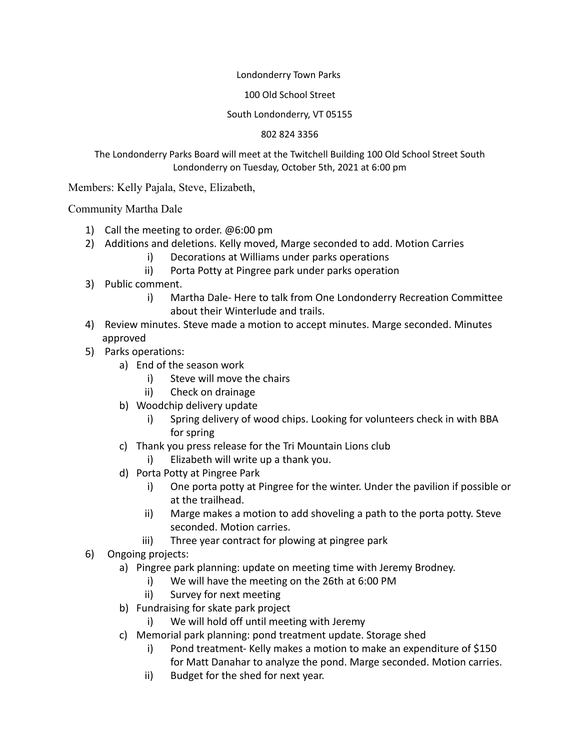Londonderry Town Parks

100 Old School Street

South Londonderry, VT 05155

802 824 3356

The Londonderry Parks Board will meet at the Twitchell Building 100 Old School Street South Londonderry on Tuesday, October 5th, 2021 at 6:00 pm

Members: Kelly Pajala, Steve, Elizabeth,

Community Martha Dale

1) Call the meeting to order. @6:00 pm
2) Additions and deletions. Kelly moved, Marge seconded to add. Motion Carries
    i) Decorations at Williams under parks operations
    ii) Porta Potty at Pingree park under parks operation
3) Public comment.
    i) Martha Dale- Here to talk from One Londonderry Recreation Committee about their Winterlude and trails.
4) Review minutes. Steve made a motion to accept minutes. Marge seconded. Minutes approved
5) Parks operations:
    a) End of the season work
        i) Steve will move the chairs
        ii) Check on drainage
    b) Woodchip delivery update
        i) Spring delivery of wood chips. Looking for volunteers check in with BBA for spring
    c) Thank you press release for the Tri Mountain Lions club
        i) Elizabeth will write up a thank you.
    d) Porta Potty at Pingree Park
        i) One porta potty at Pingree for the winter. Under the pavilion if possible or at the trailhead.
        ii) Marge makes a motion to add shoveling a path to the porta potty. Steve seconded. Motion carries.
        iii) Three year contract for plowing at pingree park
6) Ongoing projects:
    a) Pingree park planning: update on meeting time with Jeremy Brodney.
        i) We will have the meeting on the 26th at 6:00 PM
        ii) Survey for next meeting
    b) Fundraising for skate park project
        i) We will hold off until meeting with Jeremy
    c) Memorial park planning: pond treatment update. Storage shed
        i) Pond treatment- Kelly makes a motion to make an expenditure of $150 for Matt Danahar to analyze the pond. Marge seconded. Motion carries.
        ii) Budget for the shed for next year.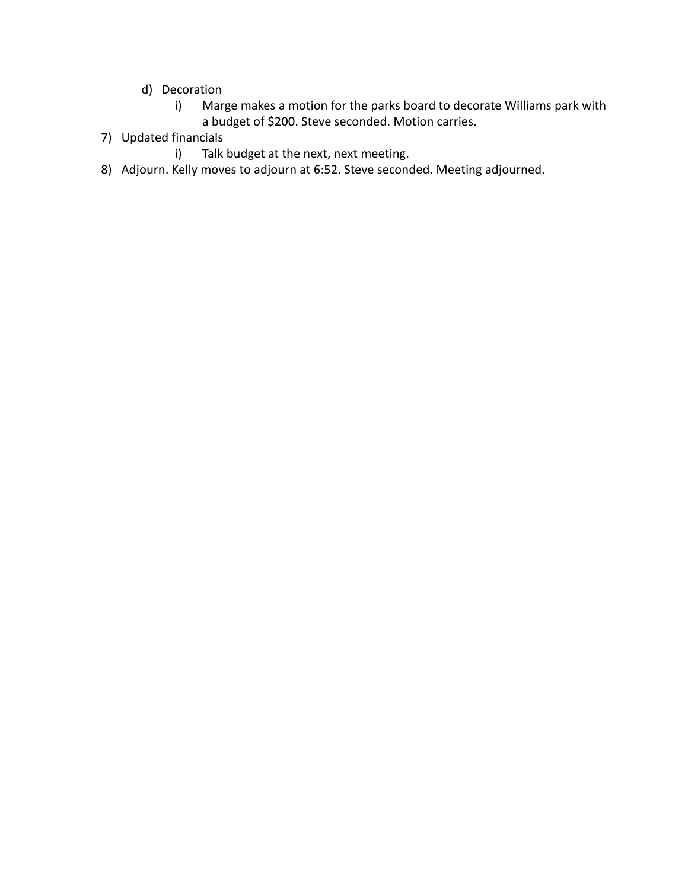d) Decoration
      i) Marge makes a motion for the parks board to decorate Williams park with a budget of $200. Steve seconded. Motion carries.

7) Updated financials
      i) Talk budget at the next, next meeting.

8) Adjourn. Kelly moves to adjourn at 6:52. Steve seconded. Meeting adjourned.